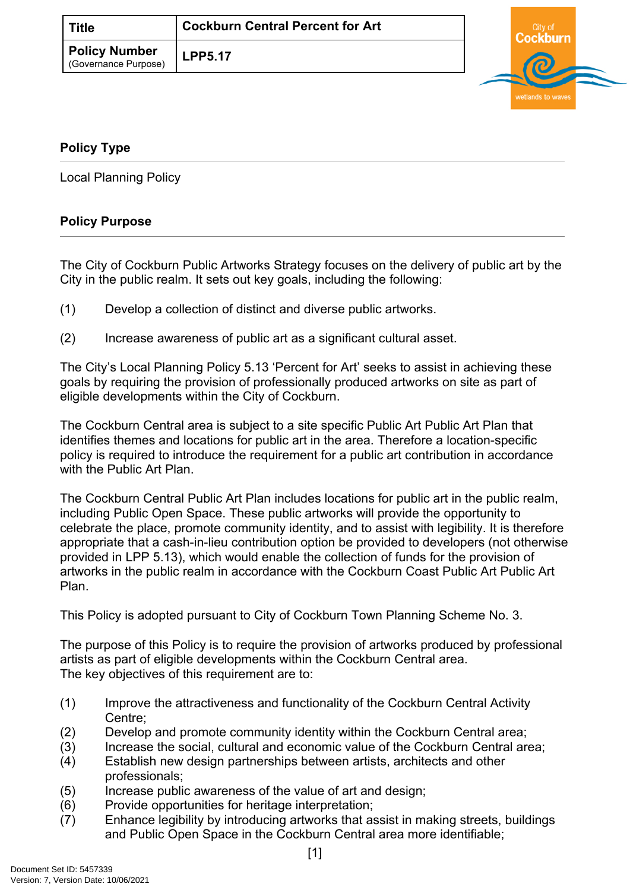| Title | Cockburn Central Percent for Art |
| --- | --- |
| Policy Number (Governance Purpose) | LPP5.17 |

## Policy Type

Local Planning Policy

## Policy Purpose

The City of Cockburn Public Artworks Strategy focuses on the delivery of public art by the City in the public realm. It sets out key goals, including the following:

(1) Develop a collection of distinct and diverse public artworks.

(2) Increase awareness of public art as a significant cultural asset.

The City's Local Planning Policy 5.13 'Percent for Art' seeks to assist in achieving these goals by requiring the provision of professionally produced artworks on site as part of eligible developments within the City of Cockburn.

The Cockburn Central area is subject to a site specific Public Art Public Art Plan that identifies themes and locations for public art in the area. Therefore a location-specific policy is required to introduce the requirement for a public art contribution in accordance with the Public Art Plan.

The Cockburn Central Public Art Plan includes locations for public art in the public realm, including Public Open Space. These public artworks will provide the opportunity to celebrate the place, promote community identity, and to assist with legibility. It is therefore appropriate that a cash-in-lieu contribution option be provided to developers (not otherwise provided in LPP 5.13), which would enable the collection of funds for the provision of artworks in the public realm in accordance with the Cockburn Coast Public Art Public Art Plan.

This Policy is adopted pursuant to City of Cockburn Town Planning Scheme No. 3.

The purpose of this Policy is to require the provision of artworks produced by professional artists as part of eligible developments within the Cockburn Central area.
The key objectives of this requirement are to:

(1) Improve the attractiveness and functionality of the Cockburn Central Activity Centre;
(2) Develop and promote community identity within the Cockburn Central area;
(3) Increase the social, cultural and economic value of the Cockburn Central area;
(4) Establish new design partnerships between artists, architects and other professionals;
(5) Increase public awareness of the value of art and design;
(6) Provide opportunities for heritage interpretation;
(7) Enhance legibility by introducing artworks that assist in making streets, buildings and Public Open Space in the Cockburn Central area more identifiable;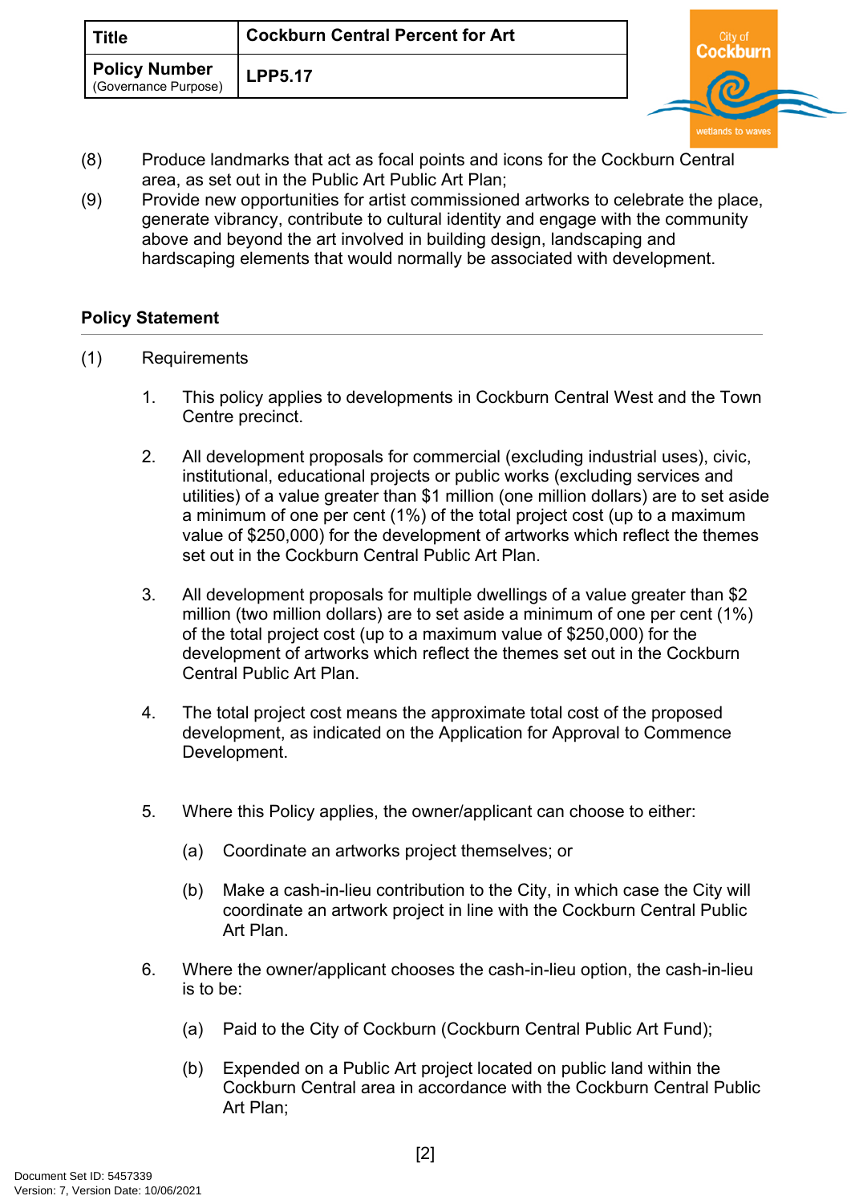(8) Produce landmarks that act as focal points and icons for the Cockburn Central area, as set out in the Public Art Public Art Plan;

(9) Provide new opportunities for artist commissioned artworks to celebrate the place, generate vibrancy, contribute to cultural identity and engage with the community above and beyond the art involved in building design, landscaping and hardscaping elements that would normally be associated with development.

## Policy Statement

(1) Requirements

1. This policy applies to developments in Cockburn Central West and the Town Centre precinct.

2. All development proposals for commercial (excluding industrial uses), civic, institutional, educational projects or public works (excluding services and utilities) of a value greater than $1 million (one million dollars) are to set aside a minimum of one per cent (1%) of the total project cost (up to a maximum value of $250,000) for the development of artworks which reflect the themes set out in the Cockburn Central Public Art Plan.

3. All development proposals for multiple dwellings of a value greater than $2 million (two million dollars) are to set aside a minimum of one per cent (1%) of the total project cost (up to a maximum value of $250,000) for the development of artworks which reflect the themes set out in the Cockburn Central Public Art Plan.

4. The total project cost means the approximate total cost of the proposed development, as indicated on the Application for Approval to Commence Development.

5. Where this Policy applies, the owner/applicant can choose to either:

   (a) Coordinate an artworks project themselves; or

   (b) Make a cash-in-lieu contribution to the City, in which case the City will coordinate an artwork project in line with the Cockburn Central Public Art Plan.

6. Where the owner/applicant chooses the cash-in-lieu option, the cash-in-lieu is to be:

   (a) Paid to the City of Cockburn (Cockburn Central Public Art Fund);

   (b) Expended on a Public Art project located on public land within the Cockburn Central area in accordance with the Cockburn Central Public Art Plan;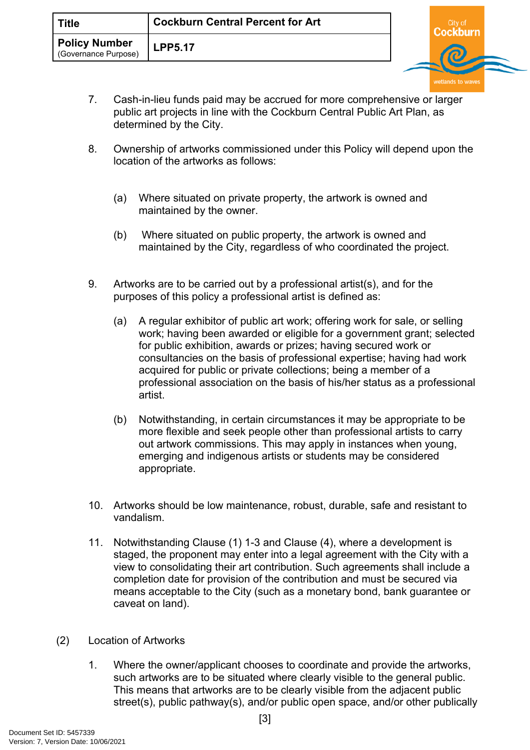7. Cash-in-lieu funds paid may be accrued for more comprehensive or larger public art projects in line with the Cockburn Central Public Art Plan, as determined by the City.

8. Ownership of artworks commissioned under this Policy will depend upon the location of the artworks as follows:

   (a) Where situated on private property, the artwork is owned and maintained by the owner.

   (b) Where situated on public property, the artwork is owned and maintained by the City, regardless of who coordinated the project.

9. Artworks are to be carried out by a professional artist(s), and for the purposes of this policy a professional artist is defined as:

   (a) A regular exhibitor of public art work; offering work for sale, or selling work; having been awarded or eligible for a government grant; selected for public exhibition, awards or prizes; having secured work or consultancies on the basis of professional expertise; having had work acquired for public or private collections; being a member of a professional association on the basis of his/her status as a professional artist.

   (b) Notwithstanding, in certain circumstances it may be appropriate to be more flexible and seek people other than professional artists to carry out artwork commissions. This may apply in instances when young, emerging and indigenous artists or students may be considered appropriate.

10. Artworks should be low maintenance, robust, durable, safe and resistant to vandalism.

11. Notwithstanding Clause (1) 1-3 and Clause (4), where a development is staged, the proponent may enter into a legal agreement with the City with a view to consolidating their art contribution. Such agreements shall include a completion date for provision of the contribution and must be secured via means acceptable to the City (such as a monetary bond, bank guarantee or caveat on land).

(2) Location of Artworks

1. Where the owner/applicant chooses to coordinate and provide the artworks, such artworks are to be situated where clearly visible to the general public. This means that artworks are to be clearly visible from the adjacent public street(s), public pathway(s), and/or public open space, and/or other publically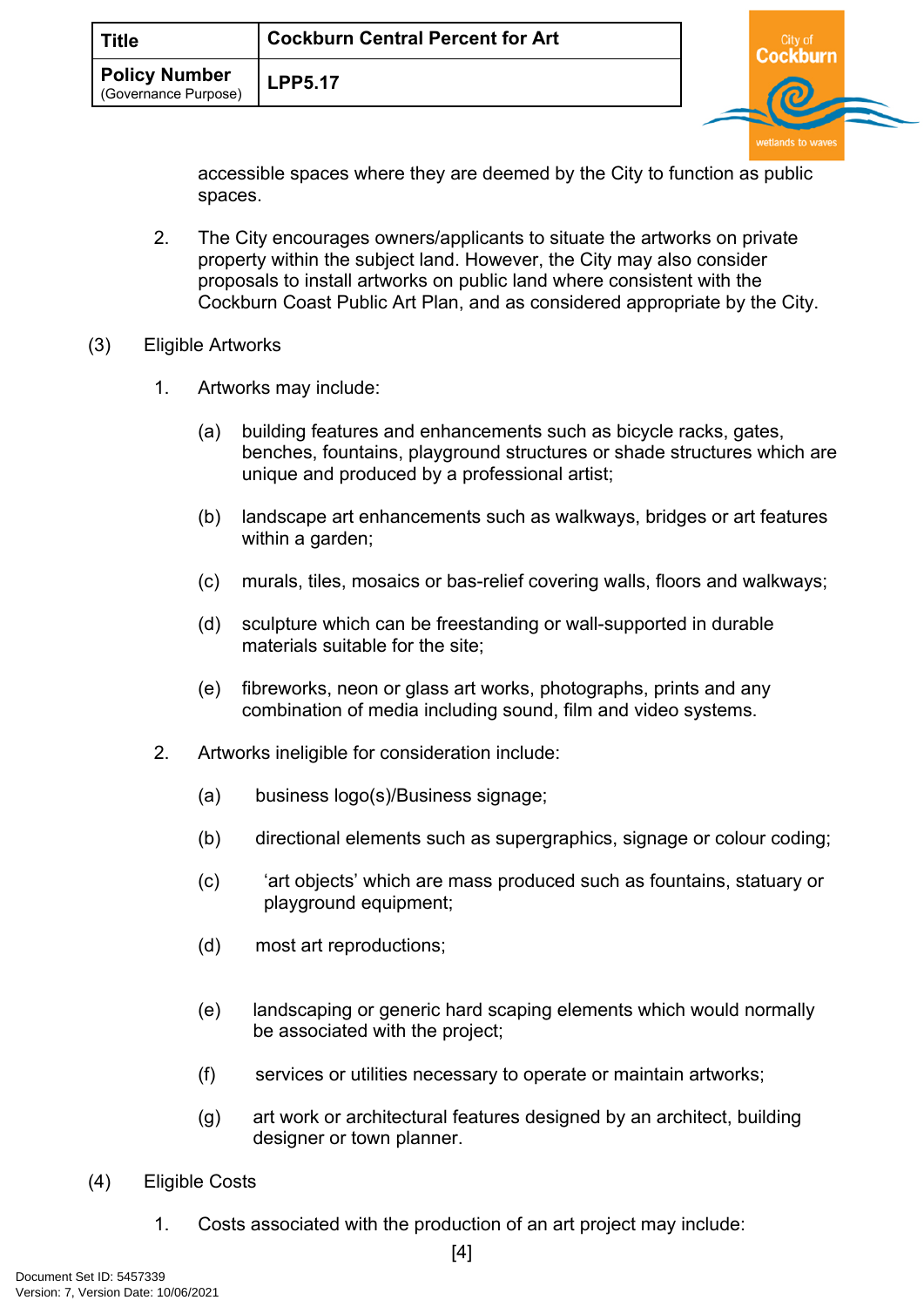accessible spaces where they are deemed by the City to function as public spaces.

2. The City encourages owners/applicants to situate the artworks on private property within the subject land. However, the City may also consider proposals to install artworks on public land where consistent with the Cockburn Coast Public Art Plan, and as considered appropriate by the City.

(3) Eligible Artworks

1. Artworks may include:

   (a) building features and enhancements such as bicycle racks, gates, benches, fountains, playground structures or shade structures which are unique and produced by a professional artist;

   (b) landscape art enhancements such as walkways, bridges or art features within a garden;

   (c) murals, tiles, mosaics or bas-relief covering walls, floors and walkways;

   (d) sculpture which can be freestanding or wall-supported in durable materials suitable for the site;

   (e) fibreworks, neon or glass art works, photographs, prints and any combination of media including sound, film and video systems.

2. Artworks ineligible for consideration include:

   (a) business logo(s)/Business signage;

   (b) directional elements such as supergraphics, signage or colour coding;

   (c) 'art objects' which are mass produced such as fountains, statuary or playground equipment;

   (d) most art reproductions;

   (e) landscaping or generic hard scaping elements which would normally be associated with the project;

   (f) services or utilities necessary to operate or maintain artworks;

   (g) art work or architectural features designed by an architect, building designer or town planner.

(4) Eligible Costs

1. Costs associated with the production of an art project may include: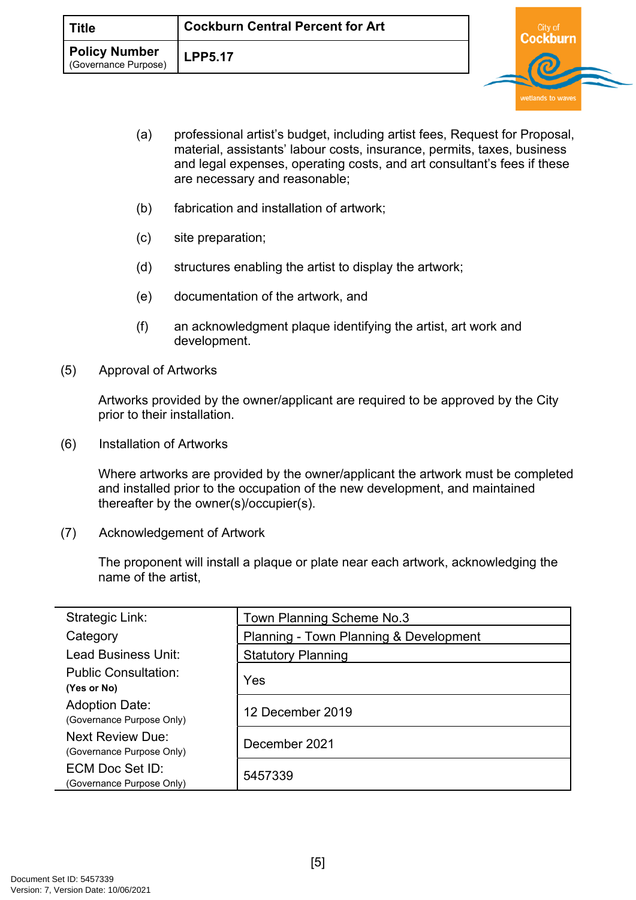| Title | Cockburn Central Percent for Art |
| --- | --- |
| **Policy Number** (Governance Purpose) | **LPP5.17** |

(a) professional artist's budget, including artist fees, Request for Proposal, material, assistants' labour costs, insurance, permits, taxes, business and legal expenses, operating costs, and art consultant's fees if these are necessary and reasonable;

(b) fabrication and installation of artwork;

(c) site preparation;

(d) structures enabling the artist to display the artwork;

(e) documentation of the artwork, and

(f) an acknowledgment plaque identifying the artist, art work and development.

(5) Approval of Artworks

Artworks provided by the owner/applicant are required to be approved by the City prior to their installation.

(6) Installation of Artworks

Where artworks are provided by the owner/applicant the artwork must be completed and installed prior to the occupation of the new development, and maintained thereafter by the owner(s)/occupier(s).

(7) Acknowledgement of Artwork

The proponent will install a plaque or plate near each artwork, acknowledging the name of the artist,

| | |
| --- | --- |
| Strategic Link: | Town Planning Scheme No.3 |
| Category | Planning - Town Planning & Development |
| Lead Business Unit: | Statutory Planning |
| Public Consultation: **(Yes or No)** | Yes |
| Adoption Date: (Governance Purpose Only) | 12 December 2019 |
| Next Review Due: (Governance Purpose Only) | December 2021 |
| ECM Doc Set ID: (Governance Purpose Only) | 5457339 |

Document Set ID: 5457339
Version: 7, Version Date: 10/06/2021